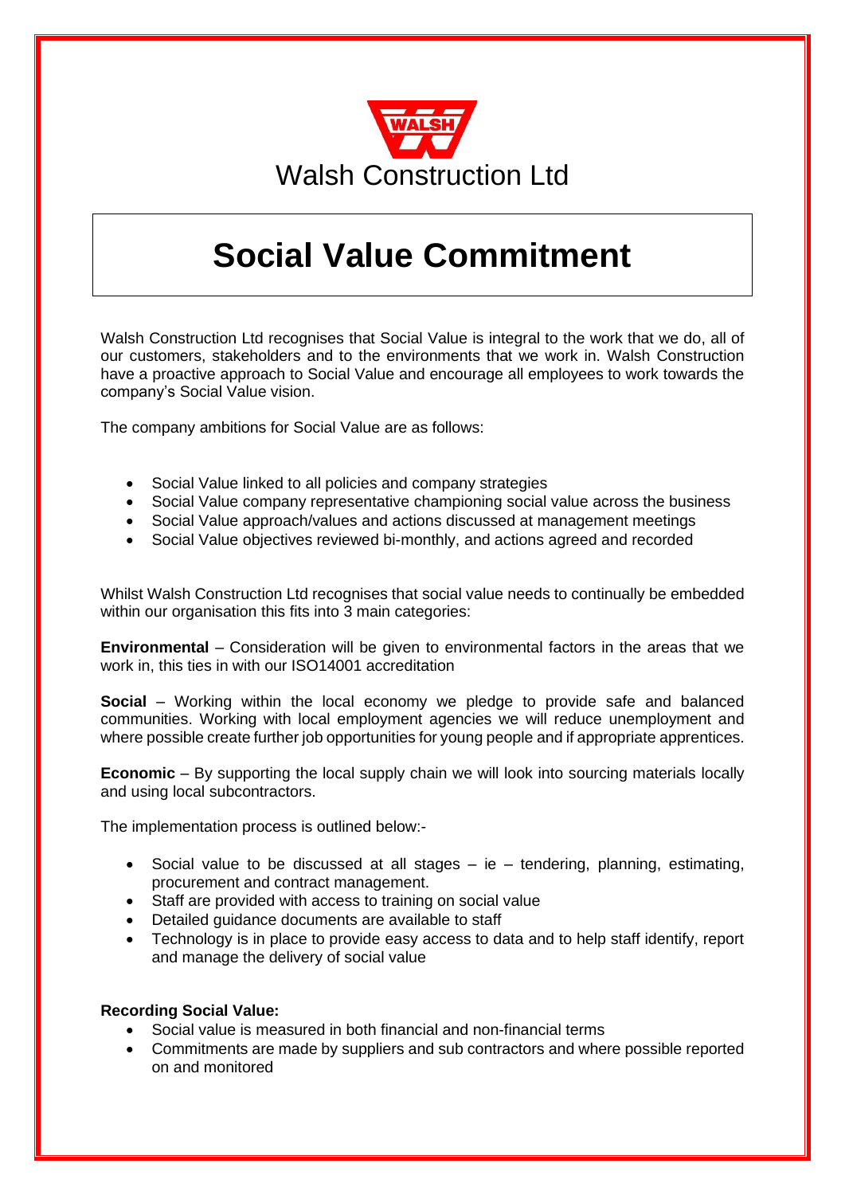Walsh Construction Ltd

# Social Value Commitment

Walsh Construction Ltd recognises that Social Value is integral to the work that we do, all of our customers, stakeholders and to the environments that we work in. Walsh Construction have a proactive approach to Social Value and encourage all employees to work towards the company's Social Value vision.

The company ambitions for Social Value are as follows:

- Social Value linked to all policies and company strategies
- Social Value company representative championing social value across the business
- Social Value approach/values and actions discussed at management meetings
- Social Value objectives reviewed bi-monthly, and actions agreed and recorded

Whilst Walsh Construction Ltd recognises that social value needs to continually be embedded within our organisation this fits into 3 main categories:

**Environmental** – Consideration will be given to environmental factors in the areas that we work in, this ties in with our ISO14001 accreditation

**Social** – Working within the local economy we pledge to provide safe and balanced communities. Working with local employment agencies we will reduce unemployment and where possible create further job opportunities for young people and if appropriate apprentices.

**Economic** – By supporting the local supply chain we will look into sourcing materials locally and using local subcontractors.

The implementation process is outlined below:-

- Social value to be discussed at all stages – ie – tendering, planning, estimating, procurement and contract management.
- Staff are provided with access to training on social value
- Detailed guidance documents are available to staff
- Technology is in place to provide easy access to data and to help staff identify, report and manage the delivery of social value

**Recording Social Value:**

- Social value is measured in both financial and non-financial terms
- Commitments are made by suppliers and sub contractors and where possible reported on and monitored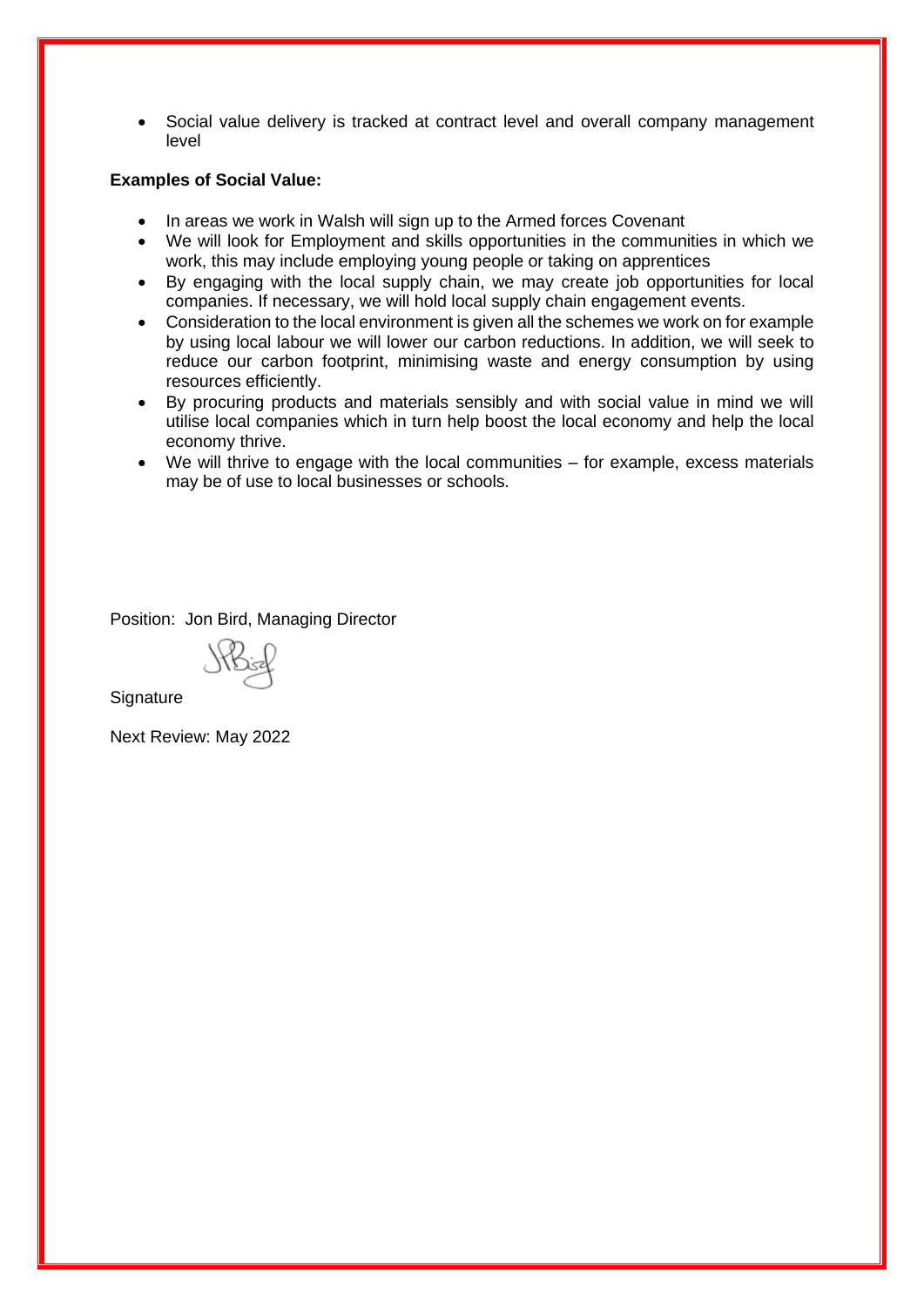- Social value delivery is tracked at contract level and overall company management level

**Examples of Social Value:**

- In areas we work in Walsh will sign up to the Armed forces Covenant
- We will look for Employment and skills opportunities in the communities in which we work, this may include employing young people or taking on apprentices
- By engaging with the local supply chain, we may create job opportunities for local companies. If necessary, we will hold local supply chain engagement events.
- Consideration to the local environment is given all the schemes we work on for example by using local labour we will lower our carbon reductions. In addition, we will seek to reduce our carbon footprint, minimising waste and energy consumption by using resources efficiently.
- By procuring products and materials sensibly and with social value in mind we will utilise local companies which in turn help boost the local economy and help the local economy thrive.
- We will thrive to engage with the local communities – for example, excess materials may be of use to local businesses or schools.

Position: Jon Bird, Managing Director

Signature

Next Review: May 2022